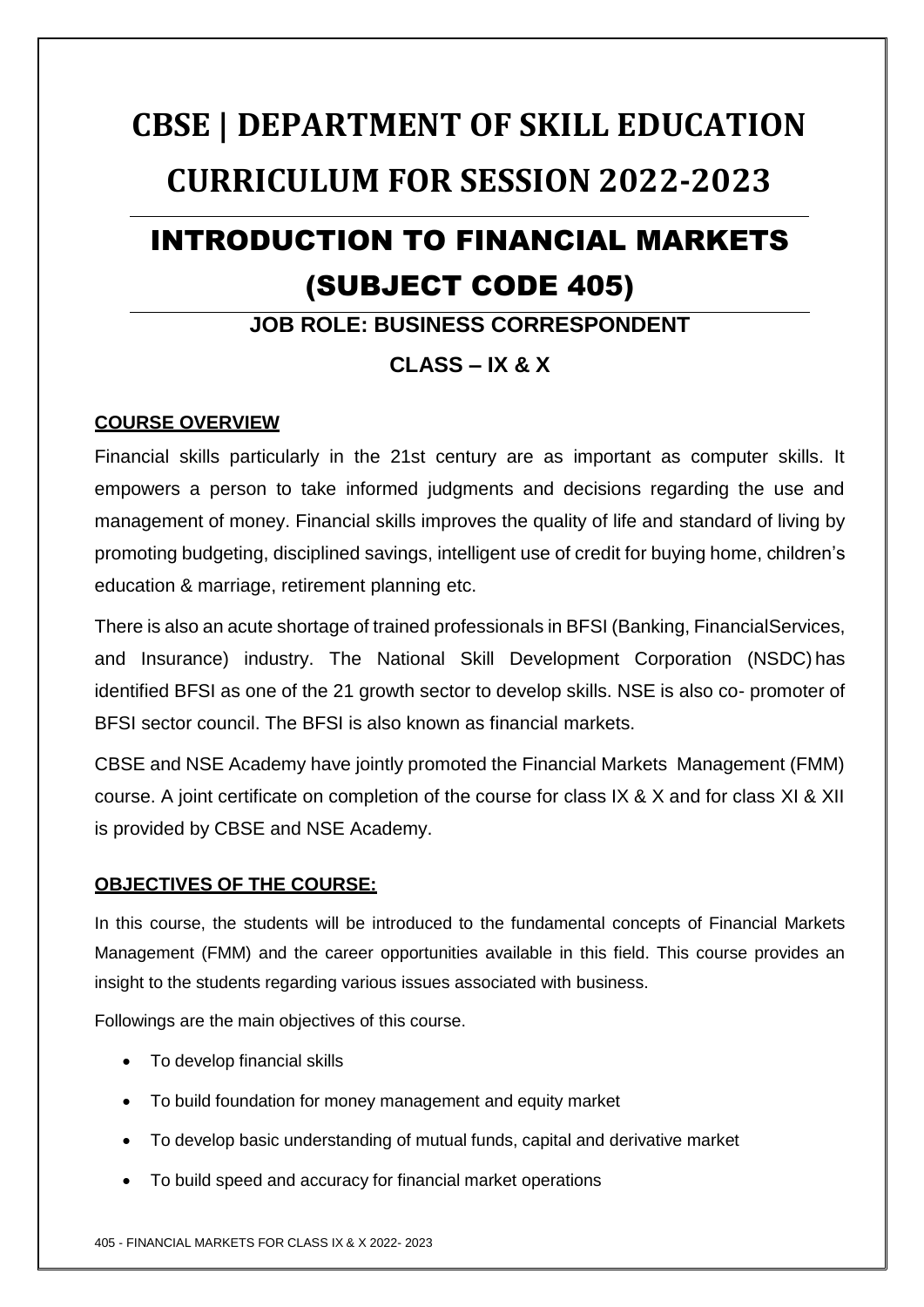# CBSE | DEPARTMENT OF SKILL EDUCATION

# CURRICULUM FOR SESSION 2022-2023

## INTRODUCTION TO FINANCIAL MARKETS (SUBJECT CODE 405)

### JOB ROLE: BUSINESS CORRESPONDENT

### CLASS – IX & X

**COURSE OVERVIEW**

Financial skills particularly in the 21st century are as important as computer skills. It empowers a person to take informed judgments and decisions regarding the use and management of money. Financial skills improves the quality of life and standard of living by promoting budgeting, disciplined savings, intelligent use of credit for buying home, children's education & marriage, retirement planning etc.

There is also an acute shortage of trained professionals in BFSI (Banking, FinancialServices, and Insurance) industry. The National Skill Development Corporation (NSDC) has identified BFSI as one of the 21 growth sector to develop skills. NSE is also co- promoter of BFSI sector council. The BFSI is also known as financial markets.

CBSE and NSE Academy have jointly promoted the Financial Markets Management (FMM) course. A joint certificate on completion of the course for class IX & X and for class XI & XII is provided by CBSE and NSE Academy.

**OBJECTIVES OF THE COURSE:**

In this course, the students will be introduced to the fundamental concepts of Financial Markets Management (FMM) and the career opportunities available in this field. This course provides an insight to the students regarding various issues associated with business.

Followings are the main objectives of this course.

- To develop financial skills
- To build foundation for money management and equity market
- To develop basic understanding of mutual funds, capital and derivative market
- To build speed and accuracy for financial market operations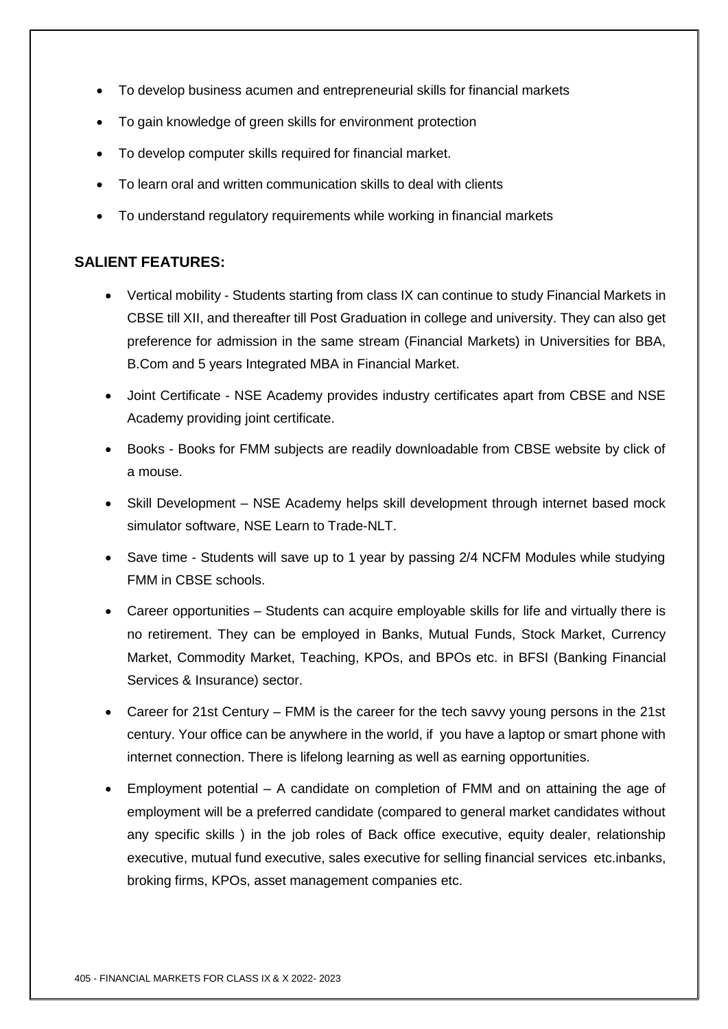- To develop business acumen and entrepreneurial skills for financial markets
- To gain knowledge of green skills for environment protection
- To develop computer skills required for financial market.
- To learn oral and written communication skills to deal with clients
- To understand regulatory requirements while working in financial markets

## SALIENT FEATURES:

- Vertical mobility - Students starting from class IX can continue to study Financial Markets in CBSE till XII, and thereafter till Post Graduation in college and university. They can also get preference for admission in the same stream (Financial Markets) in Universities for BBA, B.Com and 5 years Integrated MBA in Financial Market.
- Joint Certificate - NSE Academy provides industry certificates apart from CBSE and NSE Academy providing joint certificate.
- Books - Books for FMM subjects are readily downloadable from CBSE website by click of a mouse.
- Skill Development – NSE Academy helps skill development through internet based mock simulator software, NSE Learn to Trade-NLT.
- Save time - Students will save up to 1 year by passing 2/4 NCFM Modules while studying FMM in CBSE schools.
- Career opportunities – Students can acquire employable skills for life and virtually there is no retirement. They can be employed in Banks, Mutual Funds, Stock Market, Currency Market, Commodity Market, Teaching, KPOs, and BPOs etc. in BFSI (Banking Financial Services & Insurance) sector.
- Career for 21st Century – FMM is the career for the tech savvy young persons in the 21st century. Your office can be anywhere in the world, if you have a laptop or smart phone with internet connection. There is lifelong learning as well as earning opportunities.
- Employment potential – A candidate on completion of FMM and on attaining the age of employment will be a preferred candidate (compared to general market candidates without any specific skills ) in the job roles of Back office executive, equity dealer, relationship executive, mutual fund executive, sales executive for selling financial services etc.inbanks, broking firms, KPOs, asset management companies etc.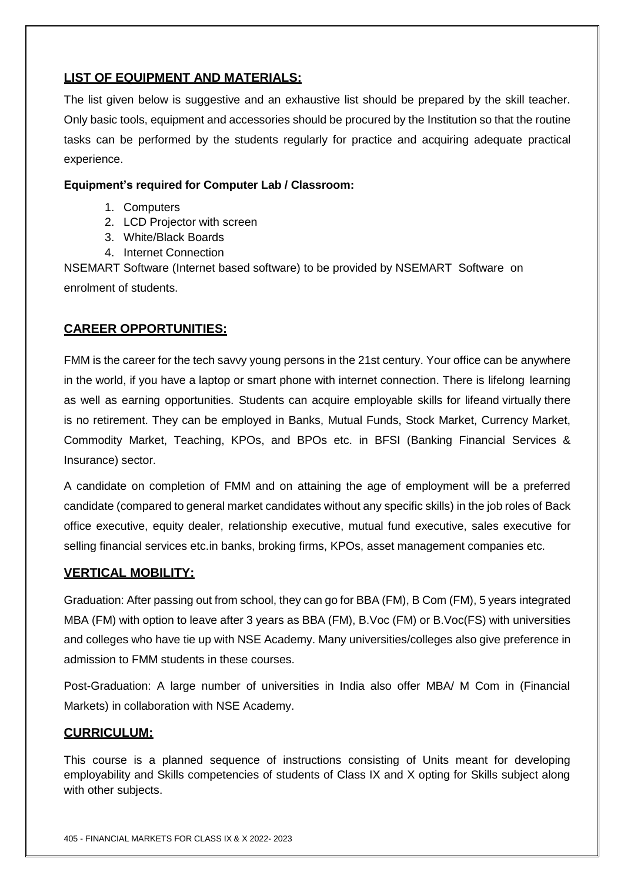## LIST OF EQUIPMENT AND MATERIALS:

The list given below is suggestive and an exhaustive list should be prepared by the skill teacher. Only basic tools, equipment and accessories should be procured by the Institution so that the routine tasks can be performed by the students regularly for practice and acquiring adequate practical experience.

**Equipment's required for Computer Lab / Classroom:**

1. Computers
2. LCD Projector with screen
3. White/Black Boards
4. Internet Connection

NSEMART Software (Internet based software) to be provided by NSEMART Software on enrolment of students.

## CAREER OPPORTUNITIES:

FMM is the career for the tech savvy young persons in the 21st century. Your office can be anywhere in the world, if you have a laptop or smart phone with internet connection. There is lifelong learning as well as earning opportunities. Students can acquire employable skills for lifeand virtually there is no retirement. They can be employed in Banks, Mutual Funds, Stock Market, Currency Market, Commodity Market, Teaching, KPOs, and BPOs etc. in BFSI (Banking Financial Services & Insurance) sector.

A candidate on completion of FMM and on attaining the age of employment will be a preferred candidate (compared to general market candidates without any specific skills) in the job roles of Back office executive, equity dealer, relationship executive, mutual fund executive, sales executive for selling financial services etc.in banks, broking firms, KPOs, asset management companies etc.

## VERTICAL MOBILITY:

Graduation: After passing out from school, they can go for BBA (FM), B Com (FM), 5 years integrated MBA (FM) with option to leave after 3 years as BBA (FM), B.Voc (FM) or B.Voc(FS) with universities and colleges who have tie up with NSE Academy. Many universities/colleges also give preference in admission to FMM students in these courses.

Post-Graduation: A large number of universities in India also offer MBA/ M Com in (Financial Markets) in collaboration with NSE Academy.

## CURRICULUM:

This course is a planned sequence of instructions consisting of Units meant for developing employability and Skills competencies of students of Class IX and X opting for Skills subject along with other subjects.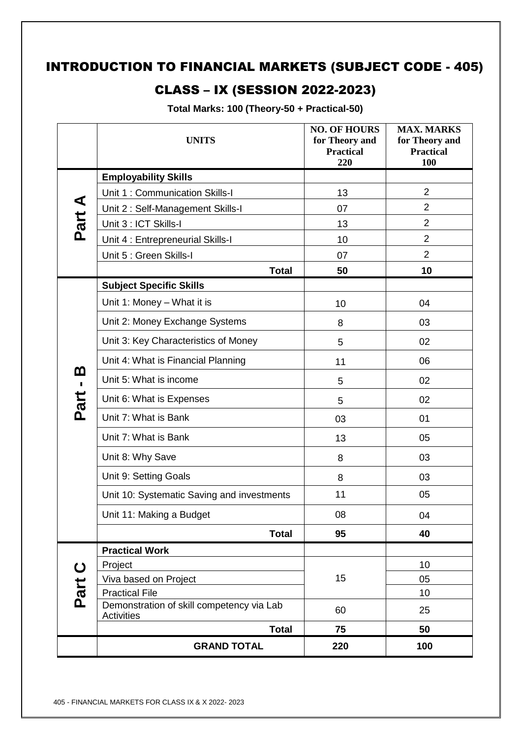# INTRODUCTION TO FINANCIAL MARKETS (SUBJECT CODE - 405)

## CLASS – IX (SESSION 2022-2023)

**Total Marks: 100 (Theory-50 + Practical-50)**

| | UNITS | NO. OF HOURS for Theory and Practical 220 | MAX. MARKS for Theory and Practical 100 |
|---|---|---|---|
| **Part A** | **Employability Skills** | | |
| | Unit 1 : Communication Skills-I | 13 | 2 |
| | Unit 2 : Self-Management Skills-I | 07 | 2 |
| | Unit 3 : ICT Skills-I | 13 | 2 |
| | Unit 4 : Entrepreneurial Skills-I | 10 | 2 |
| | Unit 5 : Green Skills-I | 07 | 2 |
| | **Total** | **50** | **10** |
| **Part - B** | **Subject Specific Skills** | | |
| | Unit 1: Money – What it is | 10 | 04 |
| | Unit 2: Money Exchange Systems | 8 | 03 |
| | Unit 3: Key Characteristics of Money | 5 | 02 |
| | Unit 4: What is Financial Planning | 11 | 06 |
| | Unit 5: What is income | 5 | 02 |
| | Unit 6: What is Expenses | 5 | 02 |
| | Unit 7: What is Bank | 03 | 01 |
| | Unit 7: What is Bank | 13 | 05 |
| | Unit 8: Why Save | 8 | 03 |
| | Unit 9: Setting Goals | 8 | 03 |
| | Unit 10: Systematic Saving and investments | 11 | 05 |
| | Unit 11: Making a Budget | 08 | 04 |
| | **Total** | **95** | **40** |
| **Part C** | **Practical Work** | | |
| | Project | 15 | 10 |
| | Viva based on Project | | 05 |
| | Practical File | | 10 |
| | Demonstration of skill competency via Lab Activities | 60 | 25 |
| | **Total** | **75** | **50** |
| | **GRAND TOTAL** | **220** | **100** |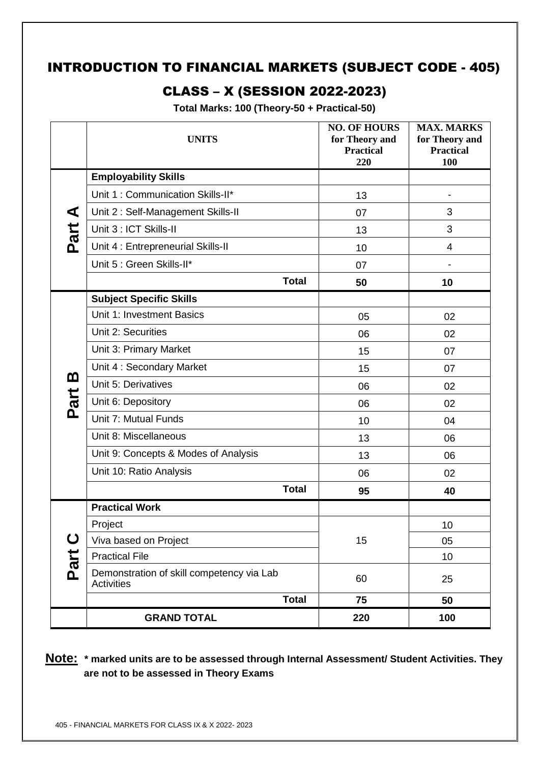# INTRODUCTION TO FINANCIAL MARKETS (SUBJECT CODE - 405)

## CLASS – X (SESSION 2022-2023)

**Total Marks: 100 (Theory-50 + Practical-50)**

| | UNITS | NO. OF HOURS for Theory and Practical 220 | MAX. MARKS for Theory and Practical 100 |
|---|---|---|---|
| Part A | **Employability Skills** | | |
| | Unit 1 : Communication Skills-II* | 13 | - |
| | Unit 2 : Self-Management Skills-II | 07 | 3 |
| | Unit 3 : ICT Skills-II | 13 | 3 |
| | Unit 4 : Entrepreneurial Skills-II | 10 | 4 |
| | Unit 5 : Green Skills-II* | 07 | - |
| | **Total** | **50** | **10** |
| Part B | **Subject Specific Skills** | | |
| | Unit 1: Investment Basics | 05 | 02 |
| | Unit 2: Securities | 06 | 02 |
| | Unit 3: Primary Market | 15 | 07 |
| | Unit 4 : Secondary Market | 15 | 07 |
| | Unit 5: Derivatives | 06 | 02 |
| | Unit 6: Depository | 06 | 02 |
| | Unit 7: Mutual Funds | 10 | 04 |
| | Unit 8: Miscellaneous | 13 | 06 |
| | Unit 9: Concepts & Modes of Analysis | 13 | 06 |
| | Unit 10: Ratio Analysis | 06 | 02 |
| | **Total** | **95** | **40** |
| Part C | **Practical Work** | | |
| | Project | 15 | 10 |
| | Viva based on Project | | 05 |
| | Practical File | | 10 |
| | Demonstration of skill competency via Lab Activities | 60 | 25 |
| | **Total** | **75** | **50** |
| | **GRAND TOTAL** | **220** | **100** |

**Note: * marked units are to be assessed through Internal Assessment/ Student Activities. They are not to be assessed in Theory Exams**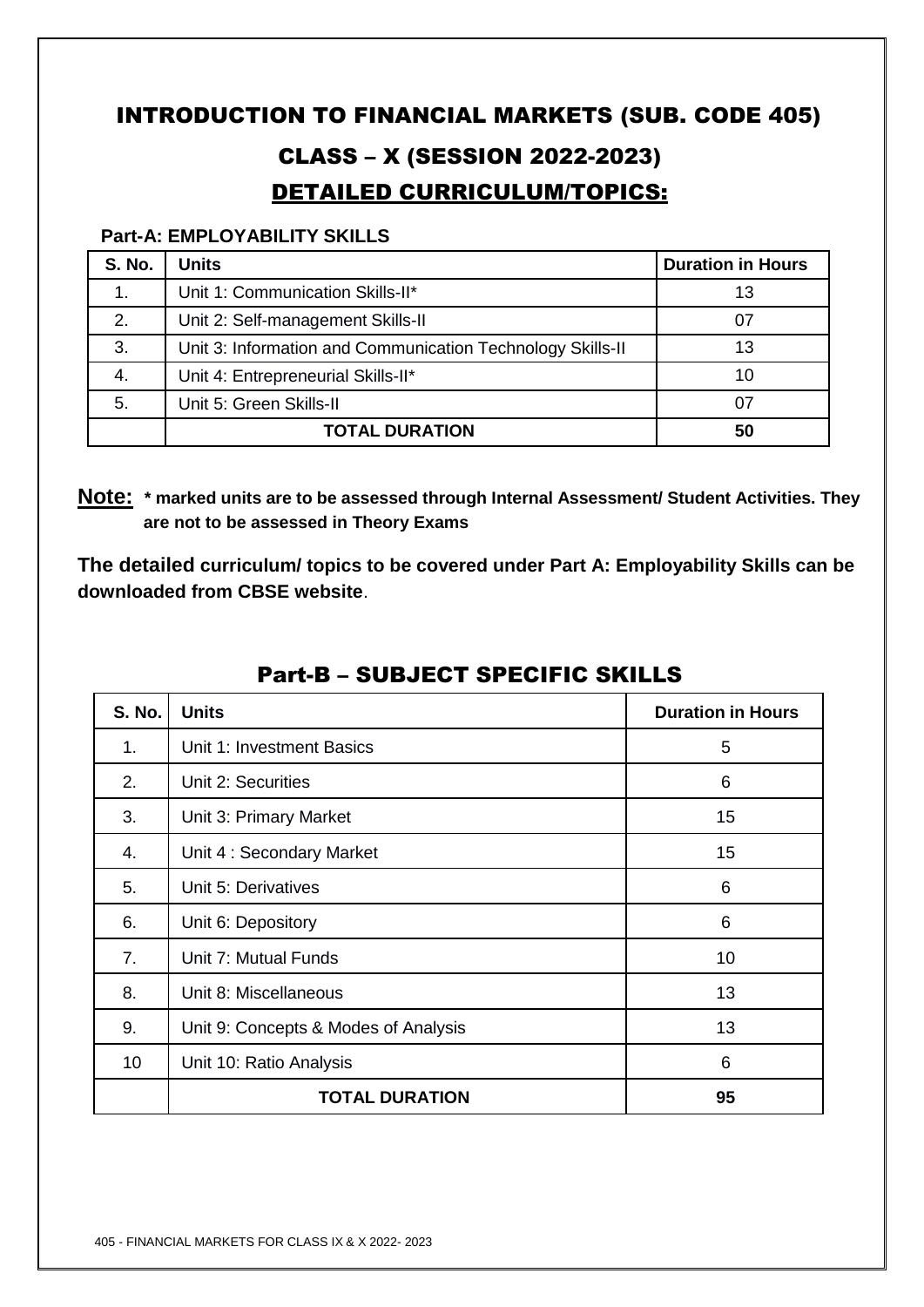# INTRODUCTION TO FINANCIAL MARKETS (SUB. CODE 405)

## CLASS – X (SESSION 2022-2023)

## DETAILED CURRICULUM/TOPICS:

**Part-A: EMPLOYABILITY SKILLS**

| S. No. | Units | Duration in Hours |
|---|---|---|
| 1. | Unit 1: Communication Skills-II* | 13 |
| 2. | Unit 2: Self-management Skills-II | 07 |
| 3. | Unit 3: Information and Communication Technology Skills-II | 13 |
| 4. | Unit 4: Entrepreneurial Skills-II* | 10 |
| 5. | Unit 5: Green Skills-II | 07 |
| | **TOTAL DURATION** | **50** |

**Note:** **\* marked units are to be assessed through Internal Assessment/ Student Activities. They are not to be assessed in Theory Exams**

**The detailed curriculum/ topics to be covered under Part A: Employability Skills can be downloaded from CBSE website**.

## Part-B – SUBJECT SPECIFIC SKILLS

| S. No. | Units | Duration in Hours |
|---|---|---|
| 1. | Unit 1: Investment Basics | 5 |
| 2. | Unit 2: Securities | 6 |
| 3. | Unit 3: Primary Market | 15 |
| 4. | Unit 4 : Secondary Market | 15 |
| 5. | Unit 5: Derivatives | 6 |
| 6. | Unit 6: Depository | 6 |
| 7. | Unit 7: Mutual Funds | 10 |
| 8. | Unit 8: Miscellaneous | 13 |
| 9. | Unit 9: Concepts & Modes of Analysis | 13 |
| 10 | Unit 10: Ratio Analysis | 6 |
| | **TOTAL DURATION** | **95** |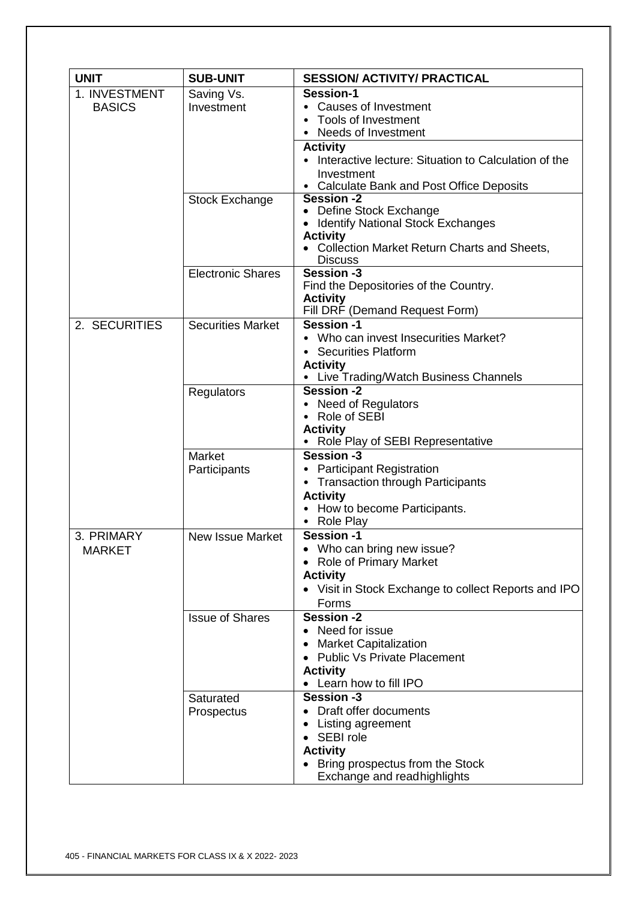| UNIT | SUB-UNIT | SESSION/ ACTIVITY/ PRACTICAL |
| --- | --- | --- |
| 1. INVESTMENT BASICS | Saving Vs. Investment | **Session-1**<br>• Causes of Investment<br>• Tools of Investment<br>• Needs of Investment<br>**Activity**<br>• Interactive lecture: Situation to Calculation of the Investment<br>• Calculate Bank and Post Office Deposits |
| | Stock Exchange | **Session -2**<br>• Define Stock Exchange<br>• Identify National Stock Exchanges<br>**Activity**<br>• Collection Market Return Charts and Sheets, Discuss |
| | Electronic Shares | **Session -3**<br>Find the Depositories of the Country.<br>**Activity**<br>Fill DRF (Demand Request Form) |
| 2. SECURITIES | Securities Market | **Session -1**<br>• Who can invest Insecurities Market?<br>• Securities Platform<br>**Activity**<br>• Live Trading/Watch Business Channels |
| | Regulators | **Session -2**<br>• Need of Regulators<br>• Role of SEBI<br>**Activity**<br>• Role Play of SEBI Representative |
| | Market Participants | **Session -3**<br>• Participant Registration<br>• Transaction through Participants<br>**Activity**<br>• How to become Participants.<br>• Role Play |
| 3. PRIMARY MARKET | New Issue Market | **Session -1**<br>• Who can bring new issue?<br>• Role of Primary Market<br>**Activity**<br>• Visit in Stock Exchange to collect Reports and IPO Forms |
| | Issue of Shares | **Session -2**<br>• Need for issue<br>• Market Capitalization<br>• Public Vs Private Placement<br>**Activity**<br>• Learn how to fill IPO |
| | Saturated Prospectus | **Session -3**<br>• Draft offer documents<br>• Listing agreement<br>• SEBI role<br>**Activity**<br>• Bring prospectus from the Stock Exchange and readhighlights |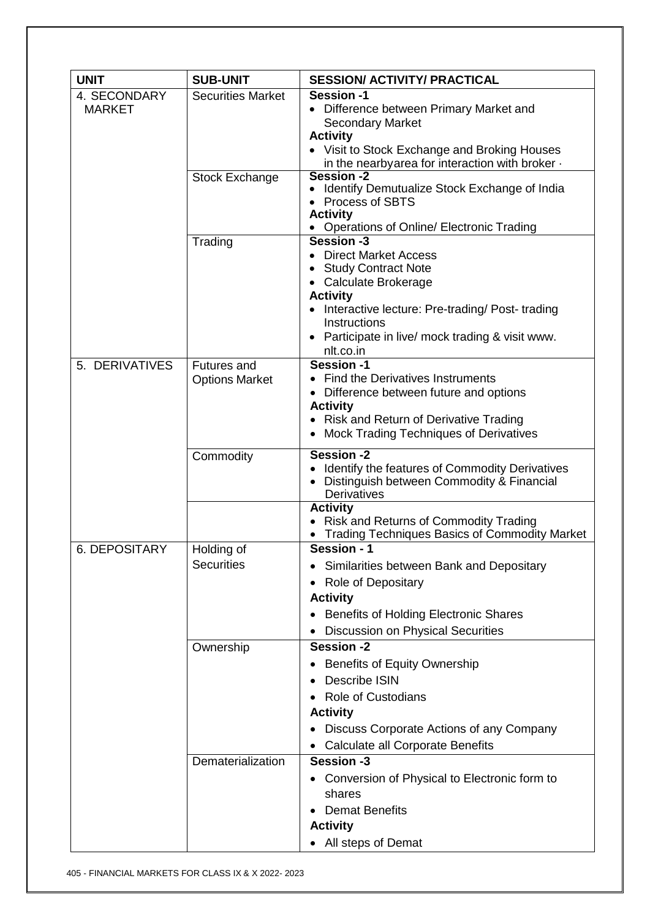| UNIT | SUB-UNIT | SESSION/ ACTIVITY/ PRACTICAL |
|---|---|---|
| 4. SECONDARY MARKET | Securities Market | **Session -1**<br>• Difference between Primary Market and Secondary Market<br>**Activity**<br>• Visit to Stock Exchange and Broking Houses in the nearbyarea for interaction with broker · |
| | Stock Exchange | **Session -2**<br>• Identify Demutualize Stock Exchange of India<br>• Process of SBTS<br>**Activity**<br>• Operations of Online/ Electronic Trading |
| | Trading | **Session -3**<br>• Direct Market Access<br>• Study Contract Note<br>• Calculate Brokerage<br>**Activity**<br>• Interactive lecture: Pre-trading/ Post- trading Instructions<br>• Participate in live/ mock trading & visit www. nlt.co.in |
| 5. DERIVATIVES | Futures and Options Market | **Session -1**<br>• Find the Derivatives Instruments<br>• Difference between future and options<br>**Activity**<br>• Risk and Return of Derivative Trading<br>• Mock Trading Techniques of Derivatives |
| | Commodity | **Session -2**<br>• Identify the features of Commodity Derivatives<br>• Distinguish between Commodity & Financial Derivatives |
| | | **Activity**<br>• Risk and Returns of Commodity Trading<br>• Trading Techniques Basics of Commodity Market |
| 6. DEPOSITARY | Holding of Securities | **Session - 1**<br>• Similarities between Bank and Depositary<br>• Role of Depositary<br>**Activity**<br>• Benefits of Holding Electronic Shares<br>• Discussion on Physical Securities |
| | Ownership | **Session -2**<br>• Benefits of Equity Ownership<br>• Describe ISIN<br>• Role of Custodians<br>**Activity**<br>• Discuss Corporate Actions of any Company<br>• Calculate all Corporate Benefits |
| | Dematerialization | **Session -3**<br>• Conversion of Physical to Electronic form to shares<br>• Demat Benefits<br>**Activity**<br>• All steps of Demat |

405 - FINANCIAL MARKETS FOR CLASS IX & X 2022- 2023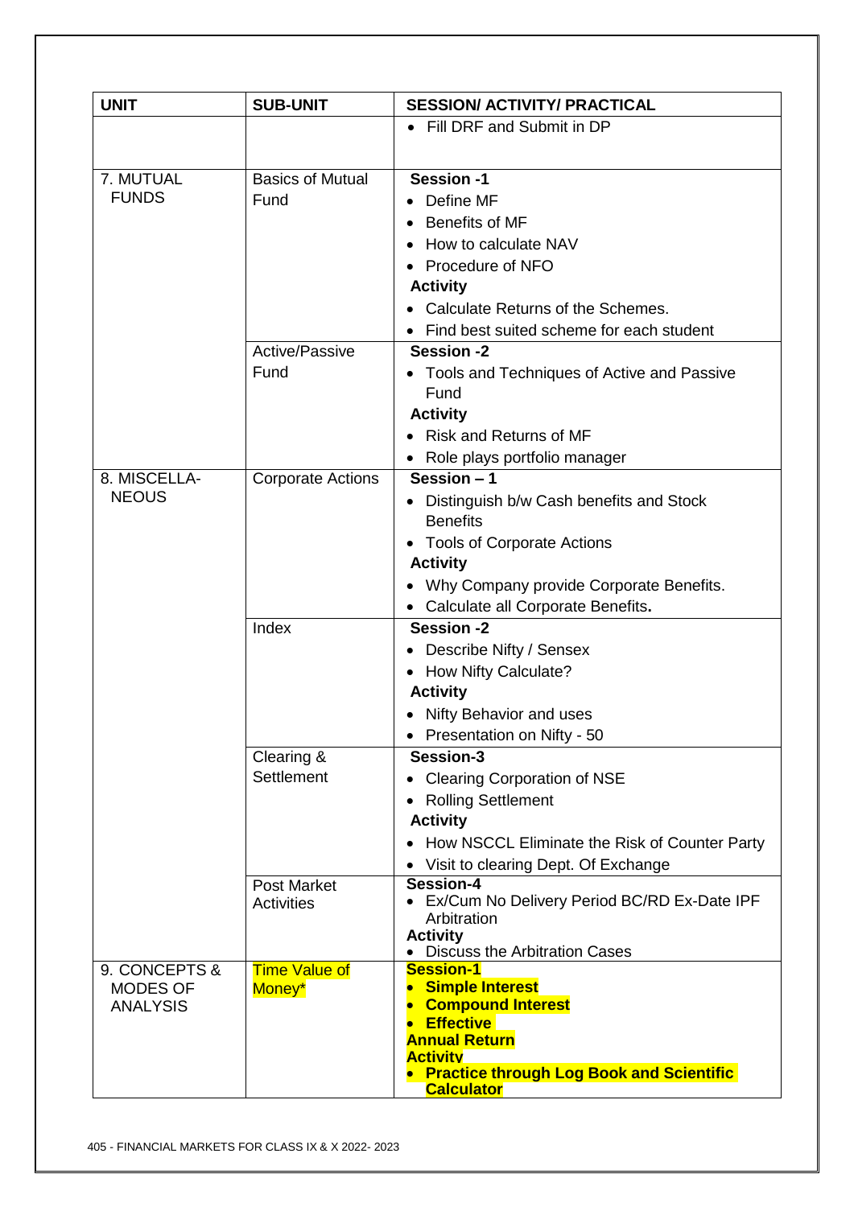| UNIT | SUB-UNIT | SESSION/ ACTIVITY/ PRACTICAL |
|---|---|---|
| | | • Fill DRF and Submit in DP |
| 7. MUTUAL FUNDS | Basics of Mutual Fund | **Session -1**<br>• Define MF<br>• Benefits of MF<br>• How to calculate NAV<br>• Procedure of NFO<br>**Activity**<br>• Calculate Returns of the Schemes.<br>• Find best suited scheme for each student |
| | Active/Passive Fund | **Session -2**<br>• Tools and Techniques of Active and Passive Fund<br>**Activity**<br>• Risk and Returns of MF<br>• Role plays portfolio manager |
| 8. MISCELLA-NEOUS | Corporate Actions | **Session – 1**<br>• Distinguish b/w Cash benefits and Stock Benefits<br>• Tools of Corporate Actions<br>**Activity**<br>• Why Company provide Corporate Benefits.<br>• Calculate all Corporate Benefits**.** |
| | Index | **Session -2**<br>• Describe Nifty / Sensex<br>• How Nifty Calculate?<br>**Activity**<br>• Nifty Behavior and uses<br>• Presentation on Nifty - 50 |
| | Clearing & Settlement | **Session-3**<br>• Clearing Corporation of NSE<br>• Rolling Settlement<br>**Activity**<br>• How NSCCL Eliminate the Risk of Counter Party<br>• Visit to clearing Dept. Of Exchange |
| | Post Market Activities | **Session-4**<br>• Ex/Cum No Delivery Period BC/RD Ex-Date IPF Arbitration<br>**Activity**<br>• Discuss the Arbitration Cases |
| 9. CONCEPTS & MODES OF ANALYSIS | Time Value of Money* | **Session-1**<br>• **Simple Interest**<br>• **Compound Interest**<br>• **Effective Annual Return**<br>**Activity**<br>• **Practice through Log Book and Scientific Calculator** |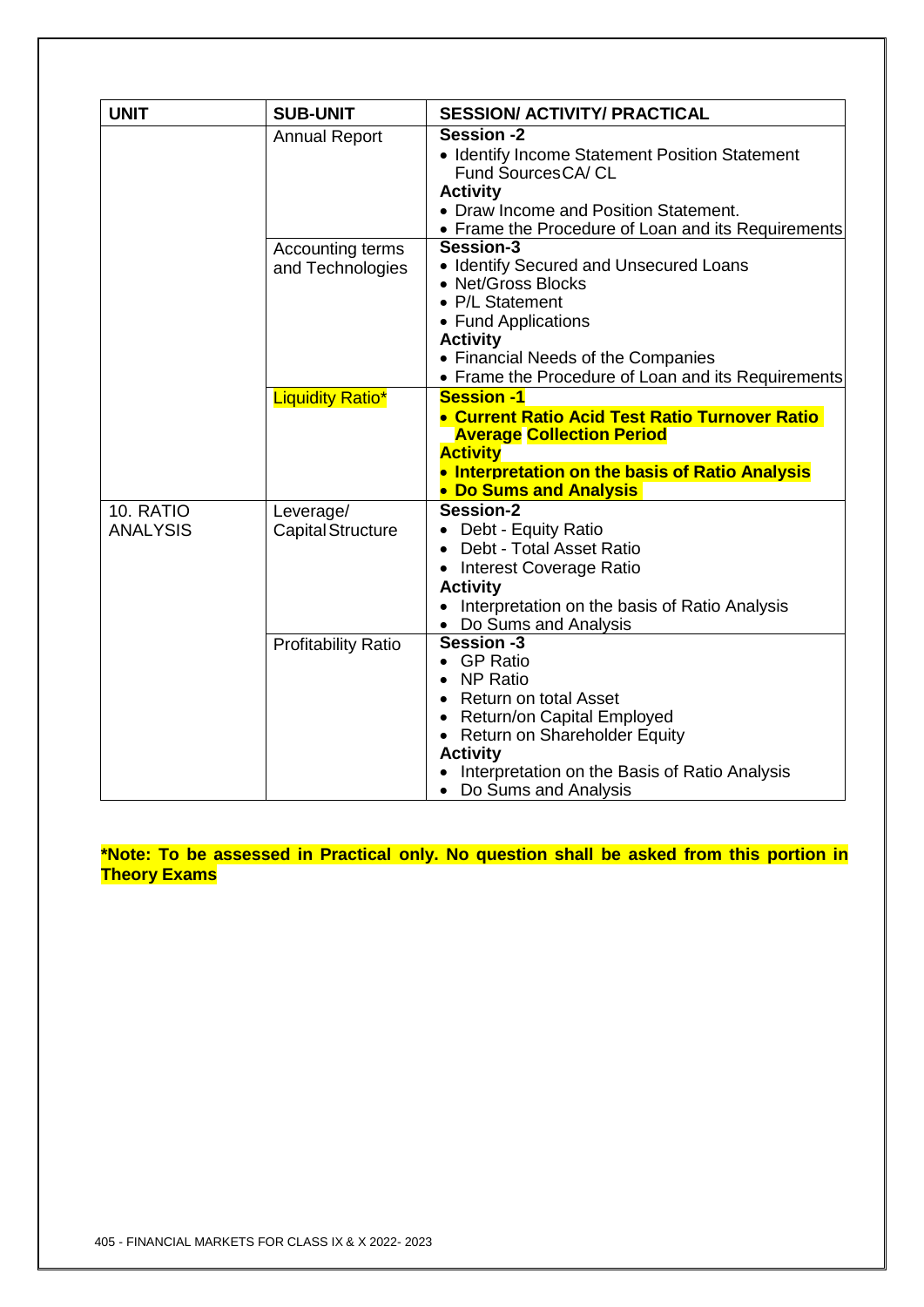| UNIT | SUB-UNIT | SESSION/ ACTIVITY/ PRACTICAL |
|---|---|---|
| | Annual Report | **Session -2**<br>• Identify Income Statement Position Statement Fund SourcesCA/ CL<br>**Activity**<br>• Draw Income and Position Statement.<br>• Frame the Procedure of Loan and its Requirements |
| | Accounting terms and Technologies | **Session-3**<br>• Identify Secured and Unsecured Loans<br>• Net/Gross Blocks<br>• P/L Statement<br>• Fund Applications<br>**Activity**<br>• Financial Needs of the Companies<br>• Frame the Procedure of Loan and its Requirements |
| | Liquidity Ratio* | **Session -1**<br>• **Current Ratio Acid Test Ratio Turnover Ratio Average Collection Period**<br>**Activity**<br>• **Interpretation on the basis of Ratio Analysis**<br>• **Do Sums and Analysis** |
| 10. RATIO ANALYSIS | Leverage/ Capital Structure | **Session-2**<br>• Debt - Equity Ratio<br>• Debt - Total Asset Ratio<br>• Interest Coverage Ratio<br>**Activity**<br>• Interpretation on the basis of Ratio Analysis<br>• Do Sums and Analysis |
| | Profitability Ratio | **Session -3**<br>• GP Ratio<br>• NP Ratio<br>• Return on total Asset<br>• Return/on Capital Employed<br>• Return on Shareholder Equity<br>**Activity**<br>• Interpretation on the Basis of Ratio Analysis<br>• Do Sums and Analysis |

**\*Note: To be assessed in Practical only. No question shall be asked from this portion in Theory Exams**